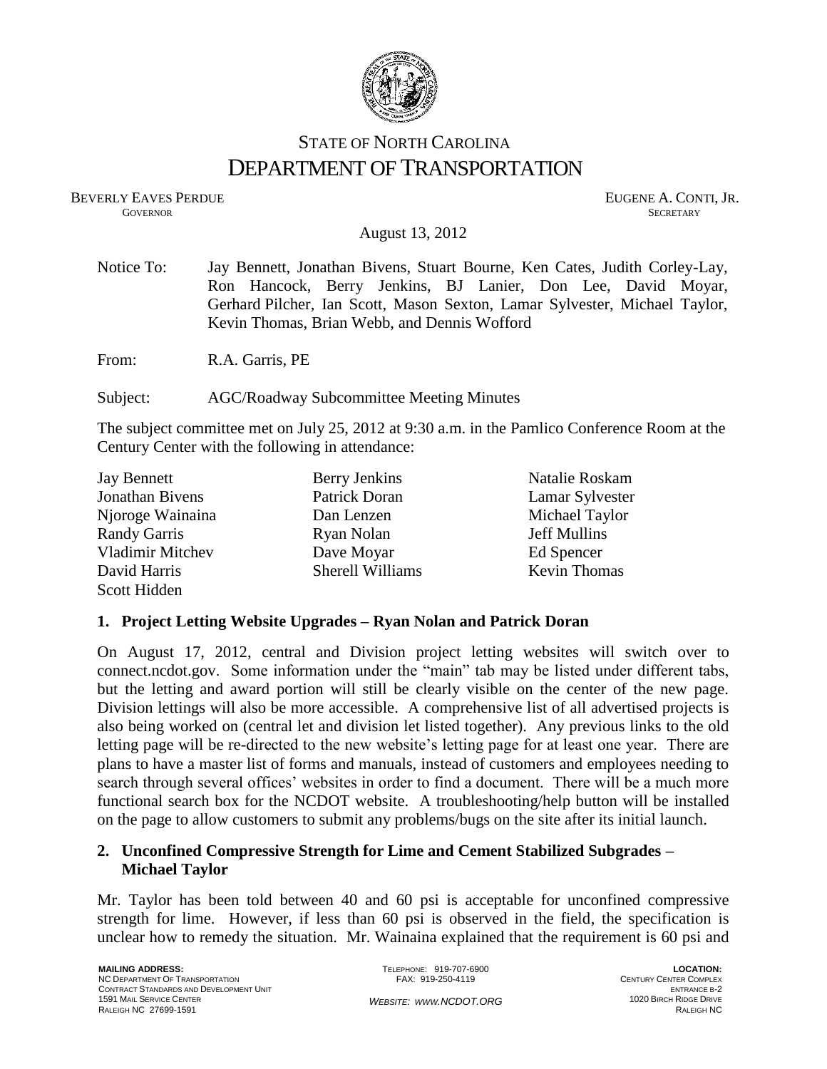STATE OF NORTH CAROLINA
DEPARTMENT OF TRANSPORTATION

BEVERLY EAVES PERDUE
GOVERNOR

EUGENE A. CONTI, JR.
SECRETARY

August 13, 2012

Notice To: Jay Bennett, Jonathan Bivens, Stuart Bourne, Ken Cates, Judith Corley-Lay, Ron Hancock, Berry Jenkins, BJ Lanier, Don Lee, David Moyar, Gerhard Pilcher, Ian Scott, Mason Sexton, Lamar Sylvester, Michael Taylor, Kevin Thomas, Brian Webb, and Dennis Wofford

From: R.A. Garris, PE

Subject: AGC/Roadway Subcommittee Meeting Minutes

The subject committee met on July 25, 2012 at 9:30 a.m. in the Pamlico Conference Room at the Century Center with the following in attendance:

| | | |
|---|---|---|
| Jay Bennett | Berry Jenkins | Natalie Roskam |
| Jonathan Bivens | Patrick Doran | Lamar Sylvester |
| Njoroge Wainaina | Dan Lenzen | Michael Taylor |
| Randy Garris | Ryan Nolan | Jeff Mullins |
| Vladimir Mitchev | Dave Moyar | Ed Spencer |
| David Harris | Sherell Williams | Kevin Thomas |
| Scott Hidden | | |

**1. Project Letting Website Upgrades – Ryan Nolan and Patrick Doran**

On August 17, 2012, central and Division project letting websites will switch over to connect.ncdot.gov. Some information under the "main" tab may be listed under different tabs, but the letting and award portion will still be clearly visible on the center of the new page. Division lettings will also be more accessible. A comprehensive list of all advertised projects is also being worked on (central let and division let listed together). Any previous links to the old letting page will be re-directed to the new website's letting page for at least one year. There are plans to have a master list of forms and manuals, instead of customers and employees needing to search through several offices' websites in order to find a document. There will be a much more functional search box for the NCDOT website. A troubleshooting/help button will be installed on the page to allow customers to submit any problems/bugs on the site after its initial launch.

**2. Unconfined Compressive Strength for Lime and Cement Stabilized Subgrades – Michael Taylor**

Mr. Taylor has been told between 40 and 60 psi is acceptable for unconfined compressive strength for lime. However, if less than 60 psi is observed in the field, the specification is unclear how to remedy the situation. Mr. Wainaina explained that the requirement is 60 psi and

**MAILING ADDRESS:**
NC DEPARTMENT OF TRANSPORTATION
CONTRACT STANDARDS AND DEVELOPMENT UNIT
1591 MAIL SERVICE CENTER
RALEIGH NC 27699-1591

TELEPHONE: 919-707-6900
FAX: 919-250-4119

*WEBSITE: WWW.NCDOT.ORG*

**LOCATION:**
CENTURY CENTER COMPLEX
ENTRANCE B-2
1020 BIRCH RIDGE DRIVE
RALEIGH NC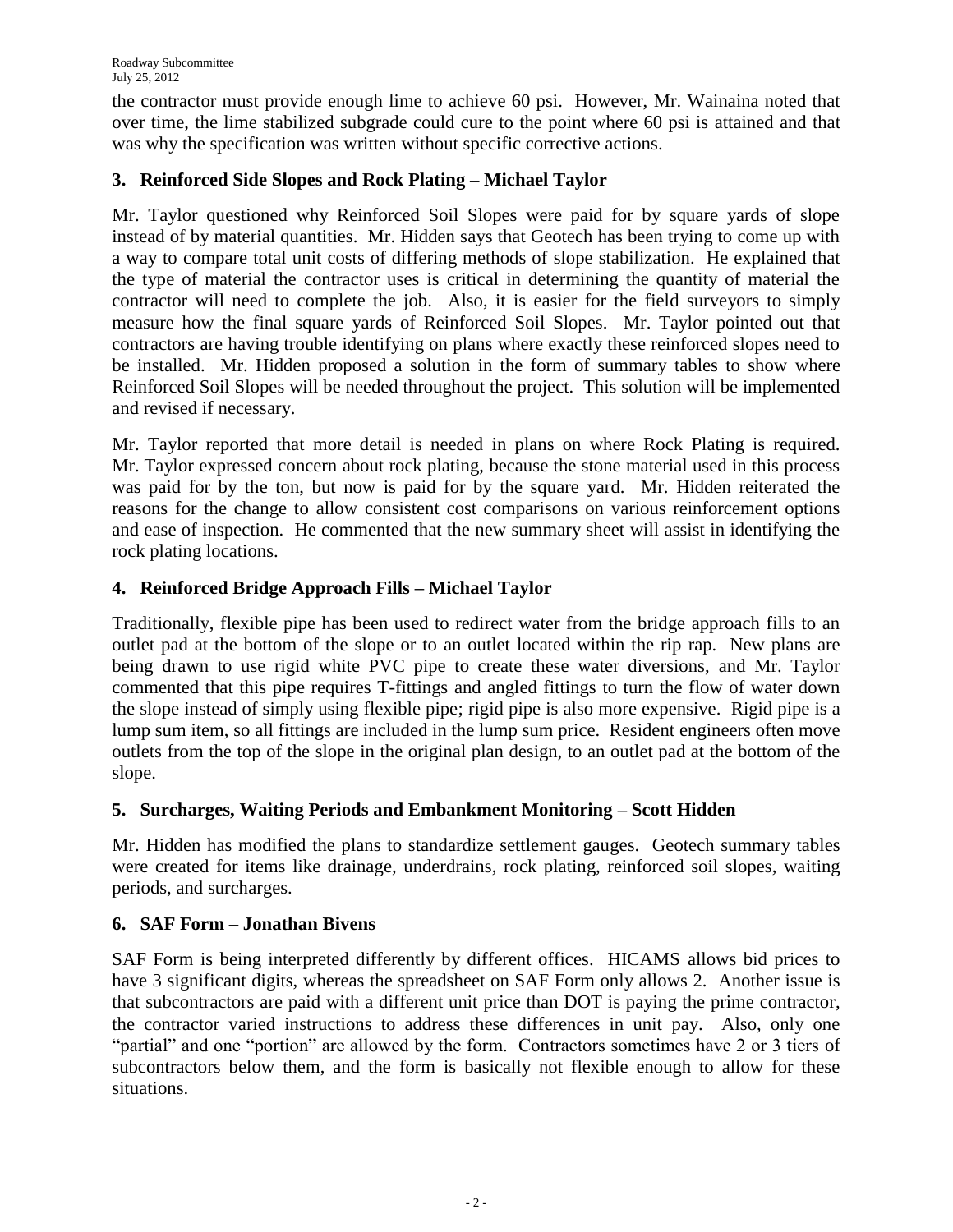the contractor must provide enough lime to achieve 60 psi. However, Mr. Wainaina noted that over time, the lime stabilized subgrade could cure to the point where 60 psi is attained and that was why the specification was written without specific corrective actions.

## 3. Reinforced Side Slopes and Rock Plating – Michael Taylor

Mr. Taylor questioned why Reinforced Soil Slopes were paid for by square yards of slope instead of by material quantities. Mr. Hidden says that Geotech has been trying to come up with a way to compare total unit costs of differing methods of slope stabilization. He explained that the type of material the contractor uses is critical in determining the quantity of material the contractor will need to complete the job. Also, it is easier for the field surveyors to simply measure how the final square yards of Reinforced Soil Slopes. Mr. Taylor pointed out that contractors are having trouble identifying on plans where exactly these reinforced slopes need to be installed. Mr. Hidden proposed a solution in the form of summary tables to show where Reinforced Soil Slopes will be needed throughout the project. This solution will be implemented and revised if necessary.

Mr. Taylor reported that more detail is needed in plans on where Rock Plating is required. Mr. Taylor expressed concern about rock plating, because the stone material used in this process was paid for by the ton, but now is paid for by the square yard. Mr. Hidden reiterated the reasons for the change to allow consistent cost comparisons on various reinforcement options and ease of inspection. He commented that the new summary sheet will assist in identifying the rock plating locations.

## 4. Reinforced Bridge Approach Fills – Michael Taylor

Traditionally, flexible pipe has been used to redirect water from the bridge approach fills to an outlet pad at the bottom of the slope or to an outlet located within the rip rap. New plans are being drawn to use rigid white PVC pipe to create these water diversions, and Mr. Taylor commented that this pipe requires T-fittings and angled fittings to turn the flow of water down the slope instead of simply using flexible pipe; rigid pipe is also more expensive. Rigid pipe is a lump sum item, so all fittings are included in the lump sum price. Resident engineers often move outlets from the top of the slope in the original plan design, to an outlet pad at the bottom of the slope.

## 5. Surcharges, Waiting Periods and Embankment Monitoring – Scott Hidden

Mr. Hidden has modified the plans to standardize settlement gauges. Geotech summary tables were created for items like drainage, underdrains, rock plating, reinforced soil slopes, waiting periods, and surcharges.

## 6. SAF Form – Jonathan Bivens

SAF Form is being interpreted differently by different offices. HICAMS allows bid prices to have 3 significant digits, whereas the spreadsheet on SAF Form only allows 2. Another issue is that subcontractors are paid with a different unit price than DOT is paying the prime contractor, the contractor varied instructions to address these differences in unit pay. Also, only one "partial" and one "portion" are allowed by the form. Contractors sometimes have 2 or 3 tiers of subcontractors below them, and the form is basically not flexible enough to allow for these situations.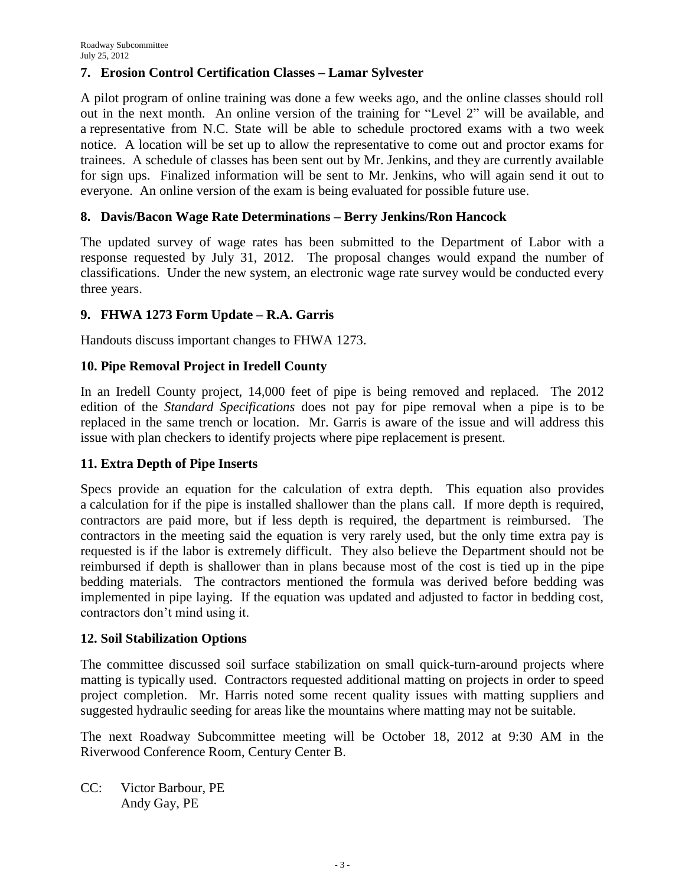## 7. Erosion Control Certification Classes – Lamar Sylvester

A pilot program of online training was done a few weeks ago, and the online classes should roll out in the next month. An online version of the training for "Level 2" will be available, and a representative from N.C. State will be able to schedule proctored exams with a two week notice. A location will be set up to allow the representative to come out and proctor exams for trainees. A schedule of classes has been sent out by Mr. Jenkins, and they are currently available for sign ups. Finalized information will be sent to Mr. Jenkins, who will again send it out to everyone. An online version of the exam is being evaluated for possible future use.

## 8. Davis/Bacon Wage Rate Determinations – Berry Jenkins/Ron Hancock

The updated survey of wage rates has been submitted to the Department of Labor with a response requested by July 31, 2012. The proposal changes would expand the number of classifications. Under the new system, an electronic wage rate survey would be conducted every three years.

## 9. FHWA 1273 Form Update – R.A. Garris

Handouts discuss important changes to FHWA 1273.

## 10. Pipe Removal Project in Iredell County

In an Iredell County project, 14,000 feet of pipe is being removed and replaced. The 2012 edition of the *Standard Specifications* does not pay for pipe removal when a pipe is to be replaced in the same trench or location. Mr. Garris is aware of the issue and will address this issue with plan checkers to identify projects where pipe replacement is present.

## 11. Extra Depth of Pipe Inserts

Specs provide an equation for the calculation of extra depth. This equation also provides a calculation for if the pipe is installed shallower than the plans call. If more depth is required, contractors are paid more, but if less depth is required, the department is reimbursed. The contractors in the meeting said the equation is very rarely used, but the only time extra pay is requested is if the labor is extremely difficult. They also believe the Department should not be reimbursed if depth is shallower than in plans because most of the cost is tied up in the pipe bedding materials. The contractors mentioned the formula was derived before bedding was implemented in pipe laying. If the equation was updated and adjusted to factor in bedding cost, contractors don't mind using it.

## 12. Soil Stabilization Options

The committee discussed soil surface stabilization on small quick-turn-around projects where matting is typically used. Contractors requested additional matting on projects in order to speed project completion. Mr. Harris noted some recent quality issues with matting suppliers and suggested hydraulic seeding for areas like the mountains where matting may not be suitable.

The next Roadway Subcommittee meeting will be October 18, 2012 at 9:30 AM in the Riverwood Conference Room, Century Center B.

CC: Victor Barbour, PE
Andy Gay, PE